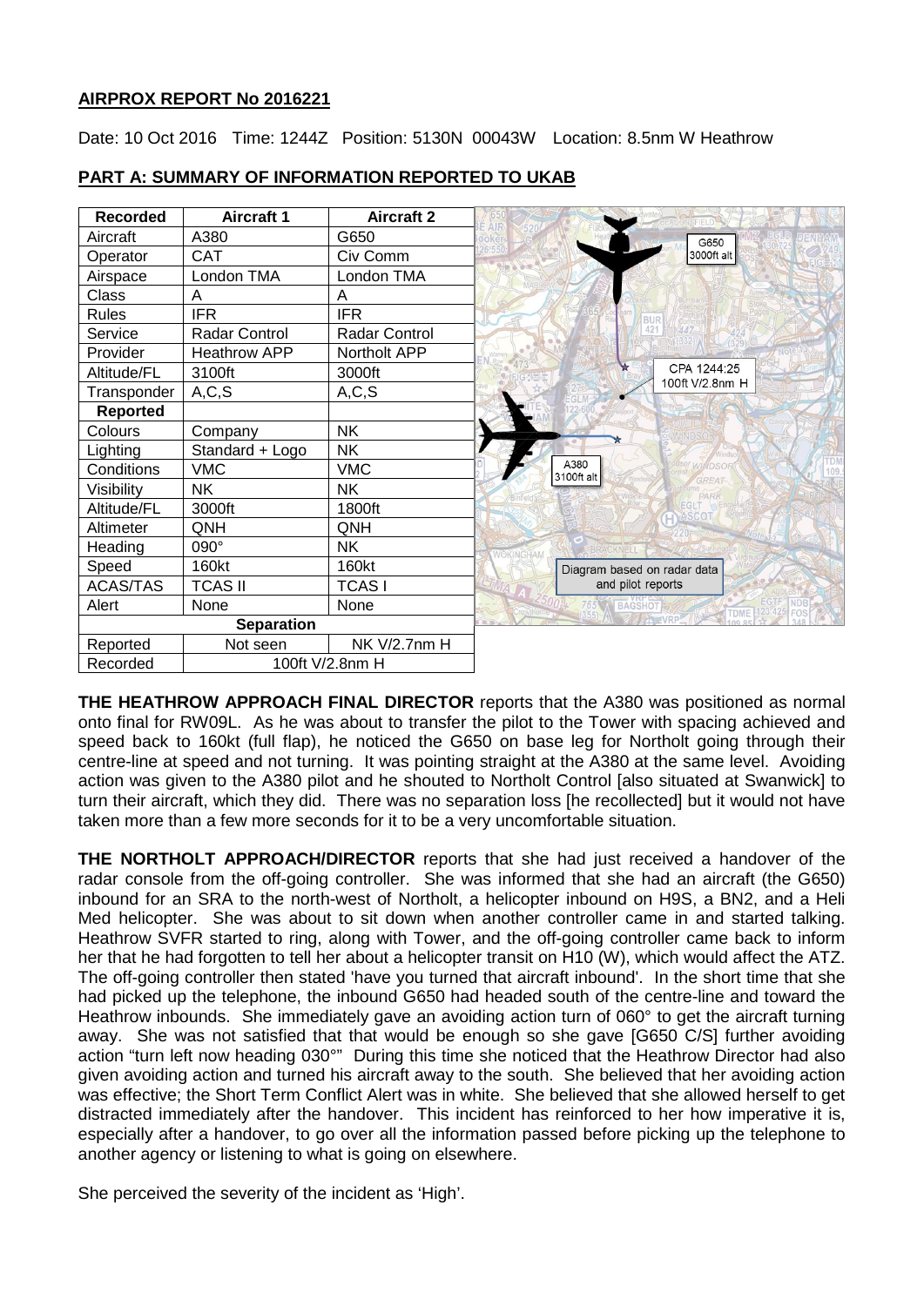## AIRPROX REPORT No 2016221

Date: 10 Oct 2016 Time: 1244Z Position: 5130N 00043W Location: 8.5nm W Heathrow

## PART A: SUMMARY OF INFORMATION REPORTED TO UKAB

| Recorded | Aircraft 1 | Aircraft 2 |
|---|---|---|
| Aircraft | A380 | G650 |
| Operator | CAT | Civ Comm |
| Airspace | London TMA | London TMA |
| Class | A | A |
| Rules | IFR | IFR |
| Service | Radar Control | Radar Control |
| Provider | Heathrow APP | Northolt APP |
| Altitude/FL | 3100ft | 3000ft |
| Transponder | A,C,S | A,C,S |
| **Reported** | | |
| Colours | Company | NK |
| Lighting | Standard + Logo | NK |
| Conditions | VMC | VMC |
| Visibility | NK | NK |
| Altitude/FL | 3000ft | 1800ft |
| Altimeter | QNH | QNH |
| Heading | 090° | NK |
| Speed | 160kt | 160kt |
| ACAS/TAS | TCAS II | TCAS I |
| Alert | None | None |
| **Separation** | | |
| Reported | Not seen | NK V/2.7nm H |
| Recorded | 100ft V/2.8nm H | |

G650 3000ft alt

CPA 1244:25 100ft V/2.8nm H

A380 3100ft alt

Diagram based on radar data and pilot reports

**THE HEATHROW APPROACH FINAL DIRECTOR** reports that the A380 was positioned as normal onto final for RW09L. As he was about to transfer the pilot to the Tower with spacing achieved and speed back to 160kt (full flap), he noticed the G650 on base leg for Northolt going through their centre-line at speed and not turning. It was pointing straight at the A380 at the same level. Avoiding action was given to the A380 pilot and he shouted to Northolt Control [also situated at Swanwick] to turn their aircraft, which they did. There was no separation loss [he recollected] but it would not have taken more than a few more seconds for it to be a very uncomfortable situation.

**THE NORTHOLT APPROACH/DIRECTOR** reports that she had just received a handover of the radar console from the off-going controller. She was informed that she had an aircraft (the G650) inbound for an SRA to the north-west of Northolt, a helicopter inbound on H9S, a BN2, and a Heli Med helicopter. She was about to sit down when another controller came in and started talking. Heathrow SVFR started to ring, along with Tower, and the off-going controller came back to inform her that he had forgotten to tell her about a helicopter transit on H10 (W), which would affect the ATZ. The off-going controller then stated 'have you turned that aircraft inbound'. In the short time that she had picked up the telephone, the inbound G650 had headed south of the centre-line and toward the Heathrow inbounds. She immediately gave an avoiding action turn of 060° to get the aircraft turning away. She was not satisfied that that would be enough so she gave [G650 C/S] further avoiding action "turn left now heading 030°" During this time she noticed that the Heathrow Director had also given avoiding action and turned his aircraft away to the south. She believed that her avoiding action was effective; the Short Term Conflict Alert was in white. She believed that she allowed herself to get distracted immediately after the handover. This incident has reinforced to her how imperative it is, especially after a handover, to go over all the information passed before picking up the telephone to another agency or listening to what is going on elsewhere.

She perceived the severity of the incident as 'High'.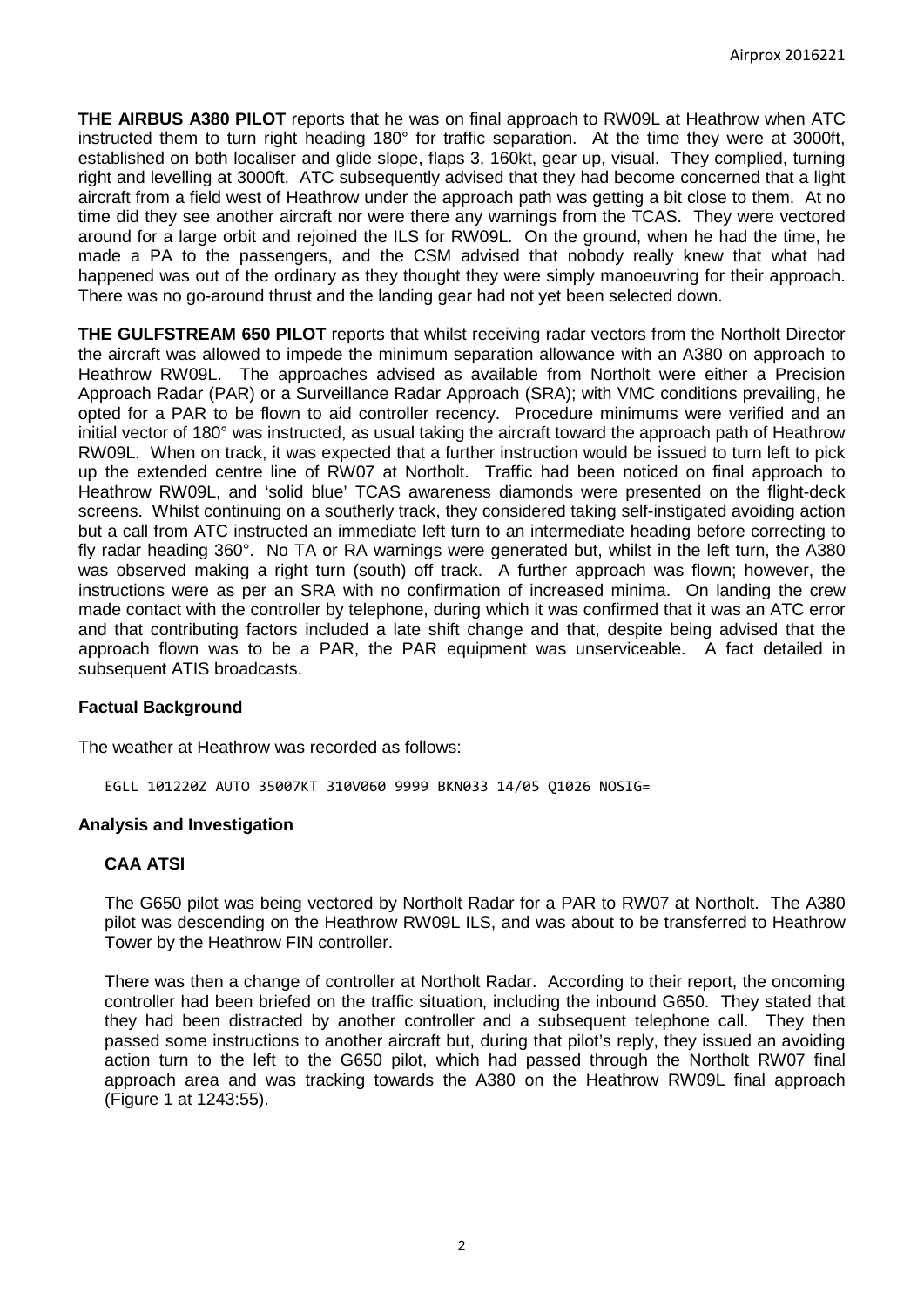**THE AIRBUS A380 PILOT** reports that he was on final approach to RW09L at Heathrow when ATC instructed them to turn right heading 180° for traffic separation. At the time they were at 3000ft, established on both localiser and glide slope, flaps 3, 160kt, gear up, visual. They complied, turning right and levelling at 3000ft. ATC subsequently advised that they had become concerned that a light aircraft from a field west of Heathrow under the approach path was getting a bit close to them. At no time did they see another aircraft nor were there any warnings from the TCAS. They were vectored around for a large orbit and rejoined the ILS for RW09L. On the ground, when he had the time, he made a PA to the passengers, and the CSM advised that nobody really knew that what had happened was out of the ordinary as they thought they were simply manoeuvring for their approach. There was no go-around thrust and the landing gear had not yet been selected down.

**THE GULFSTREAM 650 PILOT** reports that whilst receiving radar vectors from the Northolt Director the aircraft was allowed to impede the minimum separation allowance with an A380 on approach to Heathrow RW09L. The approaches advised as available from Northolt were either a Precision Approach Radar (PAR) or a Surveillance Radar Approach (SRA); with VMC conditions prevailing, he opted for a PAR to be flown to aid controller recency. Procedure minimums were verified and an initial vector of 180° was instructed, as usual taking the aircraft toward the approach path of Heathrow RW09L. When on track, it was expected that a further instruction would be issued to turn left to pick up the extended centre line of RW07 at Northolt. Traffic had been noticed on final approach to Heathrow RW09L, and 'solid blue' TCAS awareness diamonds were presented on the flight-deck screens. Whilst continuing on a southerly track, they considered taking self-instigated avoiding action but a call from ATC instructed an immediate left turn to an intermediate heading before correcting to fly radar heading 360°. No TA or RA warnings were generated but, whilst in the left turn, the A380 was observed making a right turn (south) off track. A further approach was flown; however, the instructions were as per an SRA with no confirmation of increased minima. On landing the crew made contact with the controller by telephone, during which it was confirmed that it was an ATC error and that contributing factors included a late shift change and that, despite being advised that the approach flown was to be a PAR, the PAR equipment was unserviceable. A fact detailed in subsequent ATIS broadcasts.

## Factual Background

The weather at Heathrow was recorded as follows:

```
EGLL 101220Z AUTO 35007KT 310V060 9999 BKN033 14/05 Q1026 NOSIG=
```

## Analysis and Investigation

### CAA ATSI

The G650 pilot was being vectored by Northolt Radar for a PAR to RW07 at Northolt. The A380 pilot was descending on the Heathrow RW09L ILS, and was about to be transferred to Heathrow Tower by the Heathrow FIN controller.

There was then a change of controller at Northolt Radar. According to their report, the oncoming controller had been briefed on the traffic situation, including the inbound G650. They stated that they had been distracted by another controller and a subsequent telephone call. They then passed some instructions to another aircraft but, during that pilot's reply, they issued an avoiding action turn to the left to the G650 pilot, which had passed through the Northolt RW07 final approach area and was tracking towards the A380 on the Heathrow RW09L final approach (Figure 1 at 1243:55).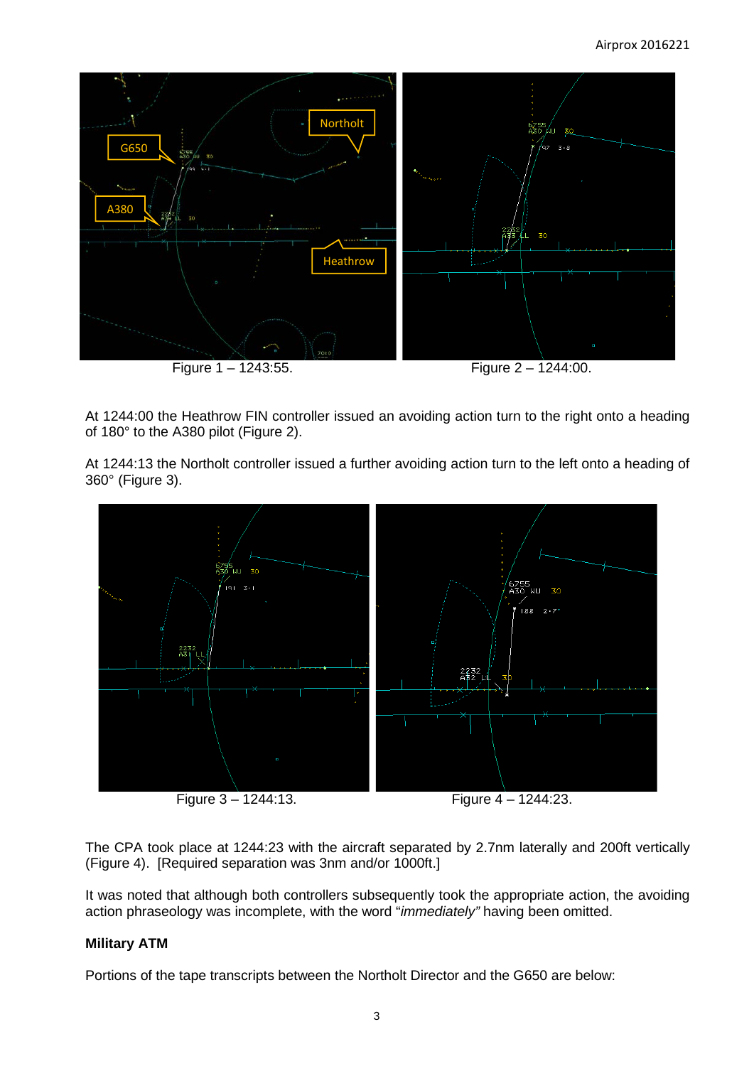Figure 1 – 1243:55.

Figure 2 – 1244:00.

At 1244:00 the Heathrow FIN controller issued an avoiding action turn to the right onto a heading of 180° to the A380 pilot (Figure 2).

At 1244:13 the Northolt controller issued a further avoiding action turn to the left onto a heading of 360° (Figure 3).

Figure 3 – 1244:13.

Figure 4 – 1244:23.

The CPA took place at 1244:23 with the aircraft separated by 2.7nm laterally and 200ft vertically (Figure 4). [Required separation was 3nm and/or 1000ft.]

It was noted that although both controllers subsequently took the appropriate action, the avoiding action phraseology was incomplete, with the word "*immediately"* having been omitted.

**Military ATM**

Portions of the tape transcripts between the Northolt Director and the G650 are below: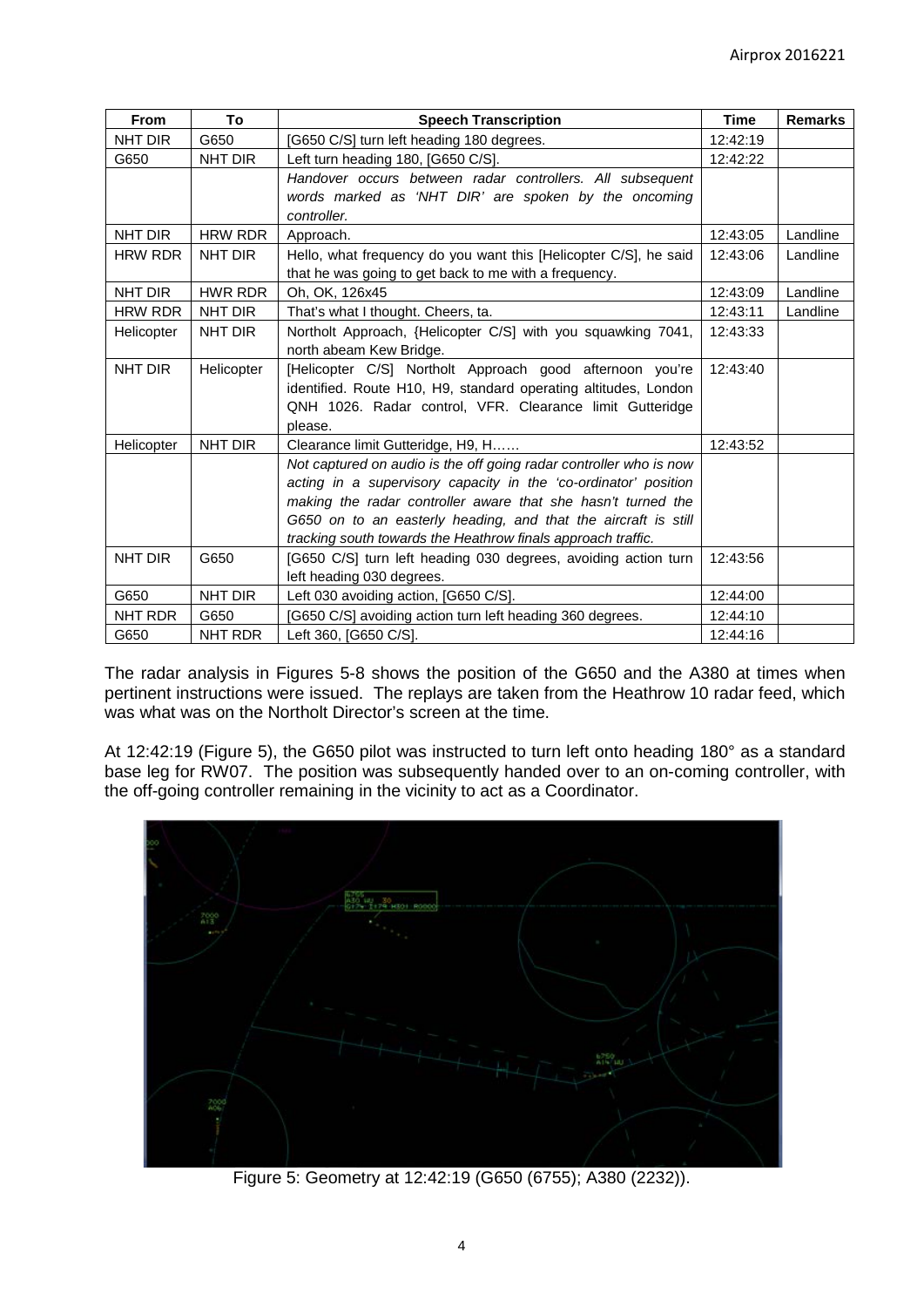| From | To | Speech Transcription | Time | Remarks |
|---|---|---|---|---|
| NHT DIR | G650 | [G650 C/S] turn left heading 180 degrees. | 12:42:19 | |
| G650 | NHT DIR | Left turn heading 180, [G650 C/S]. | 12:42:22 | |
| | | *Handover occurs between radar controllers. All subsequent words marked as 'NHT DIR' are spoken by the oncoming controller.* | | |
| NHT DIR | HRW RDR | Approach. | 12:43:05 | Landline |
| HRW RDR | NHT DIR | Hello, what frequency do you want this [Helicopter C/S], he said that he was going to get back to me with a frequency. | 12:43:06 | Landline |
| NHT DIR | HWR RDR | Oh, OK, 126x45 | 12:43:09 | Landline |
| HRW RDR | NHT DIR | That's what I thought. Cheers, ta. | 12:43:11 | Landline |
| Helicopter | NHT DIR | Northolt Approach, {Helicopter C/S] with you squawking 7041, north abeam Kew Bridge. | 12:43:33 | |
| NHT DIR | Helicopter | [Helicopter C/S] Northolt Approach good afternoon you're identified. Route H10, H9, standard operating altitudes, London QNH 1026. Radar control, VFR. Clearance limit Gutteridge please. | 12:43:40 | |
| Helicopter | NHT DIR | Clearance limit Gutteridge, H9, H…… | 12:43:52 | |
| | | *Not captured on audio is the off going radar controller who is now acting in a supervisory capacity in the 'co-ordinator' position making the radar controller aware that she hasn't turned the G650 on to an easterly heading, and that the aircraft is still tracking south towards the Heathrow finals approach traffic.* | | |
| NHT DIR | G650 | [G650 C/S] turn left heading 030 degrees, avoiding action turn left heading 030 degrees. | 12:43:56 | |
| G650 | NHT DIR | Left 030 avoiding action, [G650 C/S]. | 12:44:00 | |
| NHT RDR | G650 | [G650 C/S] avoiding action turn left heading 360 degrees. | 12:44:10 | |
| G650 | NHT RDR | Left 360, [G650 C/S]. | 12:44:16 | |

The radar analysis in Figures 5-8 shows the position of the G650 and the A380 at times when pertinent instructions were issued. The replays are taken from the Heathrow 10 radar feed, which was what was on the Northolt Director's screen at the time.

At 12:42:19 (Figure 5), the G650 pilot was instructed to turn left onto heading 180° as a standard base leg for RW07. The position was subsequently handed over to an on-coming controller, with the off-going controller remaining in the vicinity to act as a Coordinator.

Figure 5: Geometry at 12:42:19 (G650 (6755); A380 (2232)).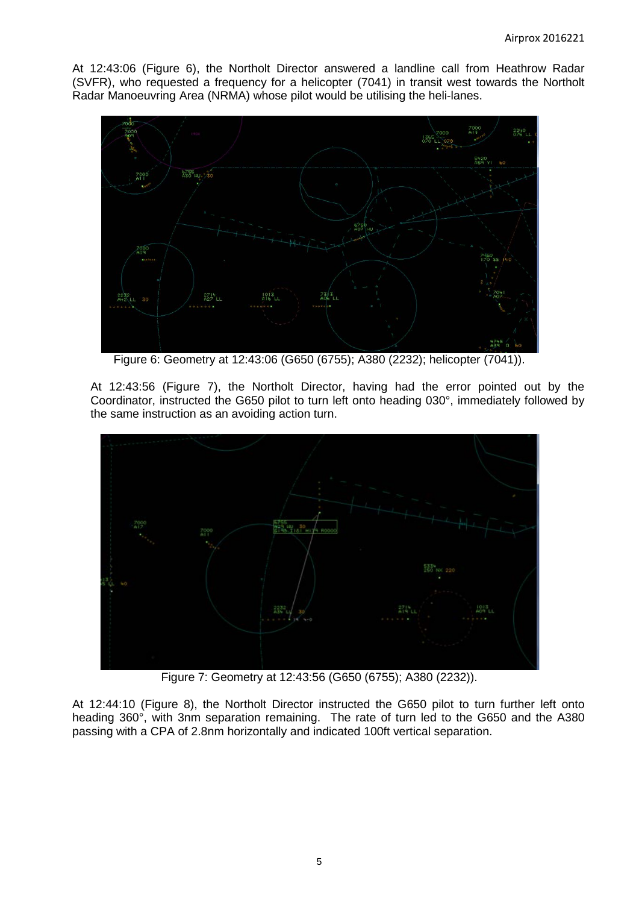At 12:43:06 (Figure 6), the Northolt Director answered a landline call from Heathrow Radar (SVFR), who requested a frequency for a helicopter (7041) in transit west towards the Northolt Radar Manoeuvring Area (NRMA) whose pilot would be utilising the heli-lanes.

Figure 6: Geometry at 12:43:06 (G650 (6755); A380 (2232); helicopter (7041)).

At 12:43:56 (Figure 7), the Northolt Director, having had the error pointed out by the Coordinator, instructed the G650 pilot to turn left onto heading 030°, immediately followed by the same instruction as an avoiding action turn.

Figure 7: Geometry at 12:43:56 (G650 (6755); A380 (2232)).

At 12:44:10 (Figure 8), the Northolt Director instructed the G650 pilot to turn further left onto heading 360°, with 3nm separation remaining. The rate of turn led to the G650 and the A380 passing with a CPA of 2.8nm horizontally and indicated 100ft vertical separation.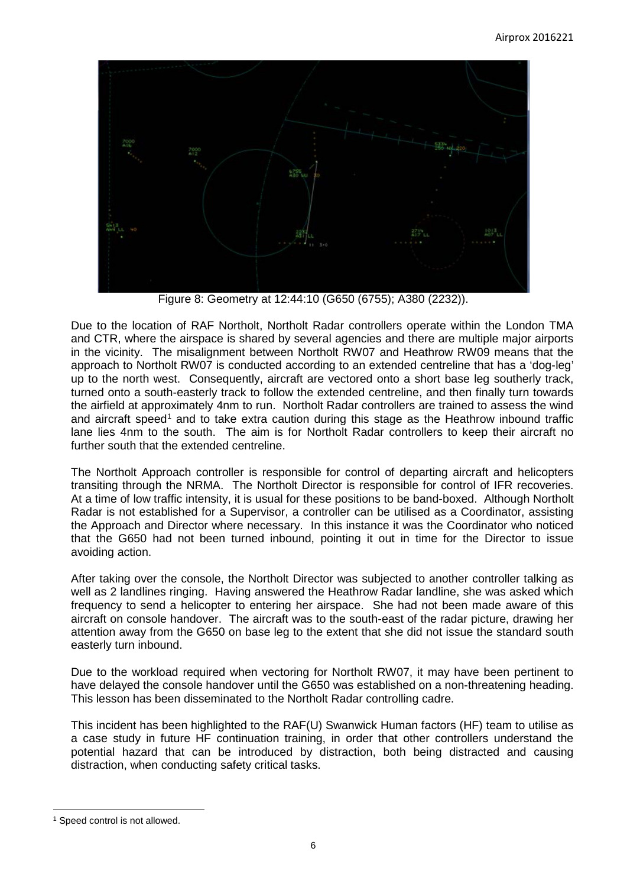Figure 8: Geometry at 12:44:10 (G650 (6755); A380 (2232)).

Due to the location of RAF Northolt, Northolt Radar controllers operate within the London TMA and CTR, where the airspace is shared by several agencies and there are multiple major airports in the vicinity. The misalignment between Northolt RW07 and Heathrow RW09 means that the approach to Northolt RW07 is conducted according to an extended centreline that has a 'dog-leg' up to the north west. Consequently, aircraft are vectored onto a short base leg southerly track, turned onto a south-easterly track to follow the extended centreline, and then finally turn towards the airfield at approximately 4nm to run. Northolt Radar controllers are trained to assess the wind and aircraft speed[1] and to take extra caution during this stage as the Heathrow inbound traffic lane lies 4nm to the south. The aim is for Northolt Radar controllers to keep their aircraft no further south that the extended centreline.

The Northolt Approach controller is responsible for control of departing aircraft and helicopters transiting through the NRMA. The Northolt Director is responsible for control of IFR recoveries. At a time of low traffic intensity, it is usual for these positions to be band-boxed. Although Northolt Radar is not established for a Supervisor, a controller can be utilised as a Coordinator, assisting the Approach and Director where necessary. In this instance it was the Coordinator who noticed that the G650 had not been turned inbound, pointing it out in time for the Director to issue avoiding action.

After taking over the console, the Northolt Director was subjected to another controller talking as well as 2 landlines ringing. Having answered the Heathrow Radar landline, she was asked which frequency to send a helicopter to entering her airspace. She had not been made aware of this aircraft on console handover. The aircraft was to the south-east of the radar picture, drawing her attention away from the G650 on base leg to the extent that she did not issue the standard south easterly turn inbound.

Due to the workload required when vectoring for Northolt RW07, it may have been pertinent to have delayed the console handover until the G650 was established on a non-threatening heading. This lesson has been disseminated to the Northolt Radar controlling cadre.

This incident has been highlighted to the RAF(U) Swanwick Human factors (HF) team to utilise as a case study in future HF continuation training, in order that other controllers understand the potential hazard that can be introduced by distraction, both being distracted and causing distraction, when conducting safety critical tasks.

[1] Speed control is not allowed.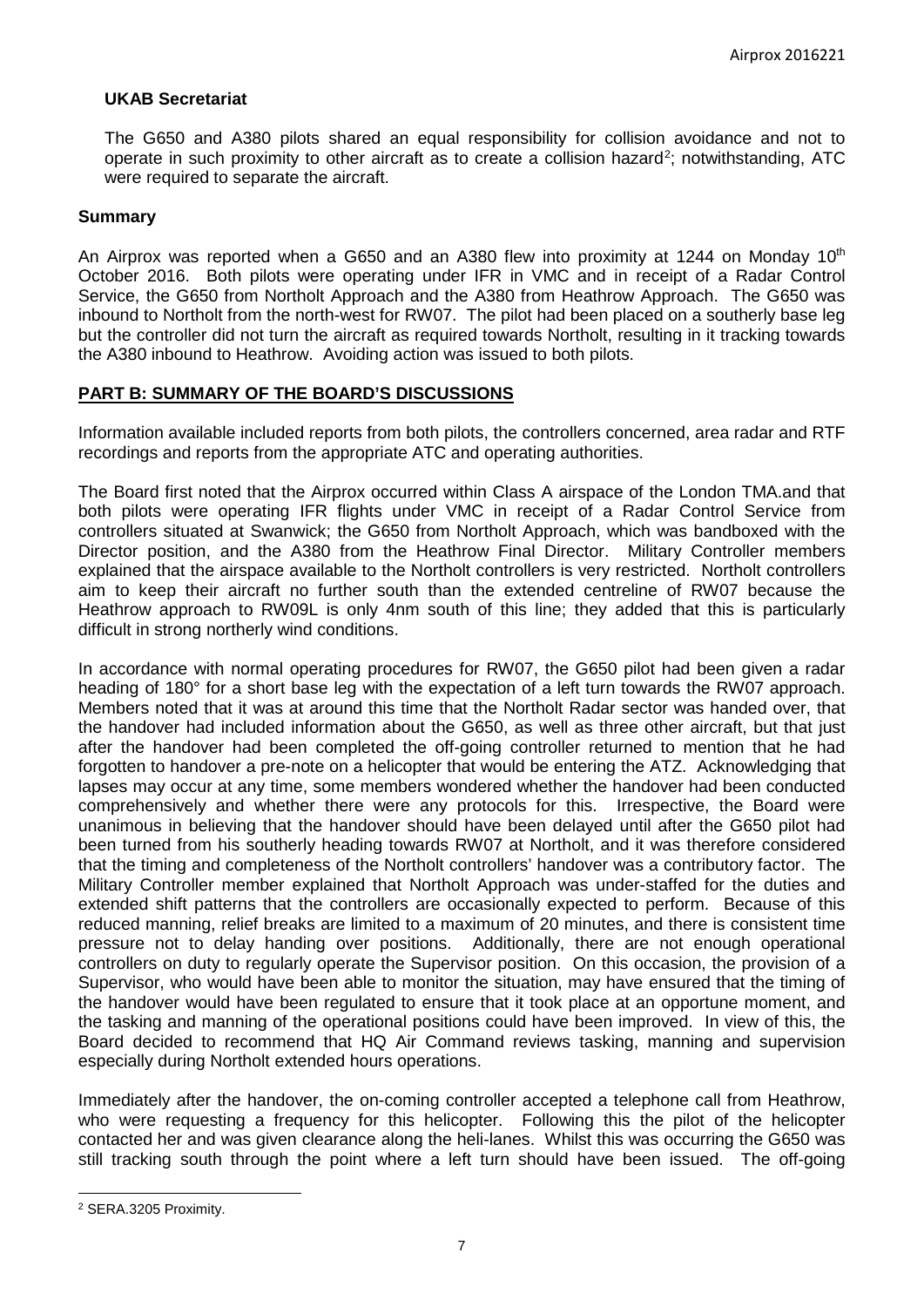**UKAB Secretariat**

The G650 and A380 pilots shared an equal responsibility for collision avoidance and not to operate in such proximity to other aircraft as to create a collision hazard[2]; notwithstanding, ATC were required to separate the aircraft.

**Summary**

An Airprox was reported when a G650 and an A380 flew into proximity at 1244 on Monday 10th October 2016. Both pilots were operating under IFR in VMC and in receipt of a Radar Control Service, the G650 from Northolt Approach and the A380 from Heathrow Approach. The G650 was inbound to Northolt from the north-west for RW07. The pilot had been placed on a southerly base leg but the controller did not turn the aircraft as required towards Northolt, resulting in it tracking towards the A380 inbound to Heathrow. Avoiding action was issued to both pilots.

## PART B: SUMMARY OF THE BOARD'S DISCUSSIONS

Information available included reports from both pilots, the controllers concerned, area radar and RTF recordings and reports from the appropriate ATC and operating authorities.

The Board first noted that the Airprox occurred within Class A airspace of the London TMA.and that both pilots were operating IFR flights under VMC in receipt of a Radar Control Service from controllers situated at Swanwick; the G650 from Northolt Approach, which was bandboxed with the Director position, and the A380 from the Heathrow Final Director. Military Controller members explained that the airspace available to the Northolt controllers is very restricted. Northolt controllers aim to keep their aircraft no further south than the extended centreline of RW07 because the Heathrow approach to RW09L is only 4nm south of this line; they added that this is particularly difficult in strong northerly wind conditions.

In accordance with normal operating procedures for RW07, the G650 pilot had been given a radar heading of 180° for a short base leg with the expectation of a left turn towards the RW07 approach. Members noted that it was at around this time that the Northolt Radar sector was handed over, that the handover had included information about the G650, as well as three other aircraft, but that just after the handover had been completed the off-going controller returned to mention that he had forgotten to handover a pre-note on a helicopter that would be entering the ATZ. Acknowledging that lapses may occur at any time, some members wondered whether the handover had been conducted comprehensively and whether there were any protocols for this. Irrespective, the Board were unanimous in believing that the handover should have been delayed until after the G650 pilot had been turned from his southerly heading towards RW07 at Northolt, and it was therefore considered that the timing and completeness of the Northolt controllers' handover was a contributory factor. The Military Controller member explained that Northolt Approach was under-staffed for the duties and extended shift patterns that the controllers are occasionally expected to perform. Because of this reduced manning, relief breaks are limited to a maximum of 20 minutes, and there is consistent time pressure not to delay handing over positions. Additionally, there are not enough operational controllers on duty to regularly operate the Supervisor position. On this occasion, the provision of a Supervisor, who would have been able to monitor the situation, may have ensured that the timing of the handover would have been regulated to ensure that it took place at an opportune moment, and the tasking and manning of the operational positions could have been improved. In view of this, the Board decided to recommend that HQ Air Command reviews tasking, manning and supervision especially during Northolt extended hours operations.

Immediately after the handover, the on-coming controller accepted a telephone call from Heathrow, who were requesting a frequency for this helicopter. Following this the pilot of the helicopter contacted her and was given clearance along the heli-lanes. Whilst this was occurring the G650 was still tracking south through the point where a left turn should have been issued. The off-going

[2] SERA.3205 Proximity.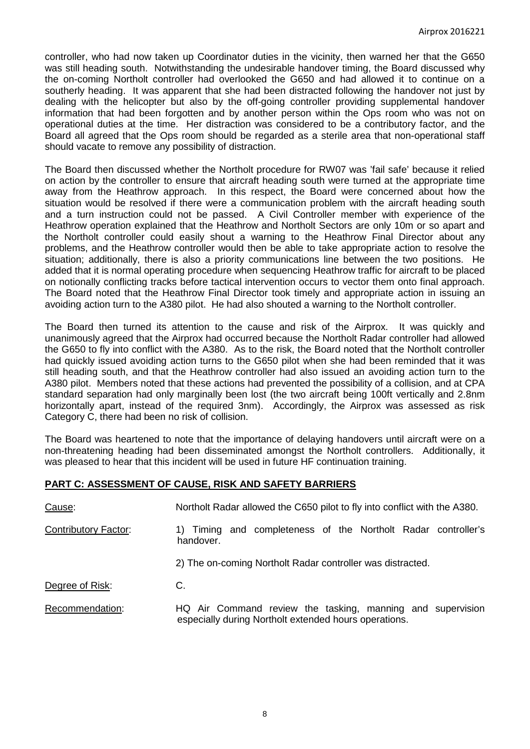controller, who had now taken up Coordinator duties in the vicinity, then warned her that the G650 was still heading south. Notwithstanding the undesirable handover timing, the Board discussed why the on-coming Northolt controller had overlooked the G650 and had allowed it to continue on a southerly heading. It was apparent that she had been distracted following the handover not just by dealing with the helicopter but also by the off-going controller providing supplemental handover information that had been forgotten and by another person within the Ops room who was not on operational duties at the time. Her distraction was considered to be a contributory factor, and the Board all agreed that the Ops room should be regarded as a sterile area that non-operational staff should vacate to remove any possibility of distraction.

The Board then discussed whether the Northolt procedure for RW07 was 'fail safe' because it relied on action by the controller to ensure that aircraft heading south were turned at the appropriate time away from the Heathrow approach. In this respect, the Board were concerned about how the situation would be resolved if there were a communication problem with the aircraft heading south and a turn instruction could not be passed. A Civil Controller member with experience of the Heathrow operation explained that the Heathrow and Northolt Sectors are only 10m or so apart and the Northolt controller could easily shout a warning to the Heathrow Final Director about any problems, and the Heathrow controller would then be able to take appropriate action to resolve the situation; additionally, there is also a priority communications line between the two positions. He added that it is normal operating procedure when sequencing Heathrow traffic for aircraft to be placed on notionally conflicting tracks before tactical intervention occurs to vector them onto final approach. The Board noted that the Heathrow Final Director took timely and appropriate action in issuing an avoiding action turn to the A380 pilot. He had also shouted a warning to the Northolt controller.

The Board then turned its attention to the cause and risk of the Airprox. It was quickly and unanimously agreed that the Airprox had occurred because the Northolt Radar controller had allowed the G650 to fly into conflict with the A380. As to the risk, the Board noted that the Northolt controller had quickly issued avoiding action turns to the G650 pilot when she had been reminded that it was still heading south, and that the Heathrow controller had also issued an avoiding action turn to the A380 pilot. Members noted that these actions had prevented the possibility of a collision, and at CPA standard separation had only marginally been lost (the two aircraft being 100ft vertically and 2.8nm horizontally apart, instead of the required 3nm). Accordingly, the Airprox was assessed as risk Category C, there had been no risk of collision.

The Board was heartened to note that the importance of delaying handovers until aircraft were on a non-threatening heading had been disseminated amongst the Northolt controllers. Additionally, it was pleased to hear that this incident will be used in future HF continuation training.

## PART C: ASSESSMENT OF CAUSE, RISK AND SAFETY BARRIERS

Cause: Northolt Radar allowed the C650 pilot to fly into conflict with the A380.

Contributory Factor:
1) Timing and completeness of the Northolt Radar controller's handover.
2) The on-coming Northolt Radar controller was distracted.

Degree of Risk: C.

Recommendation: HQ Air Command review the tasking, manning and supervision especially during Northolt extended hours operations.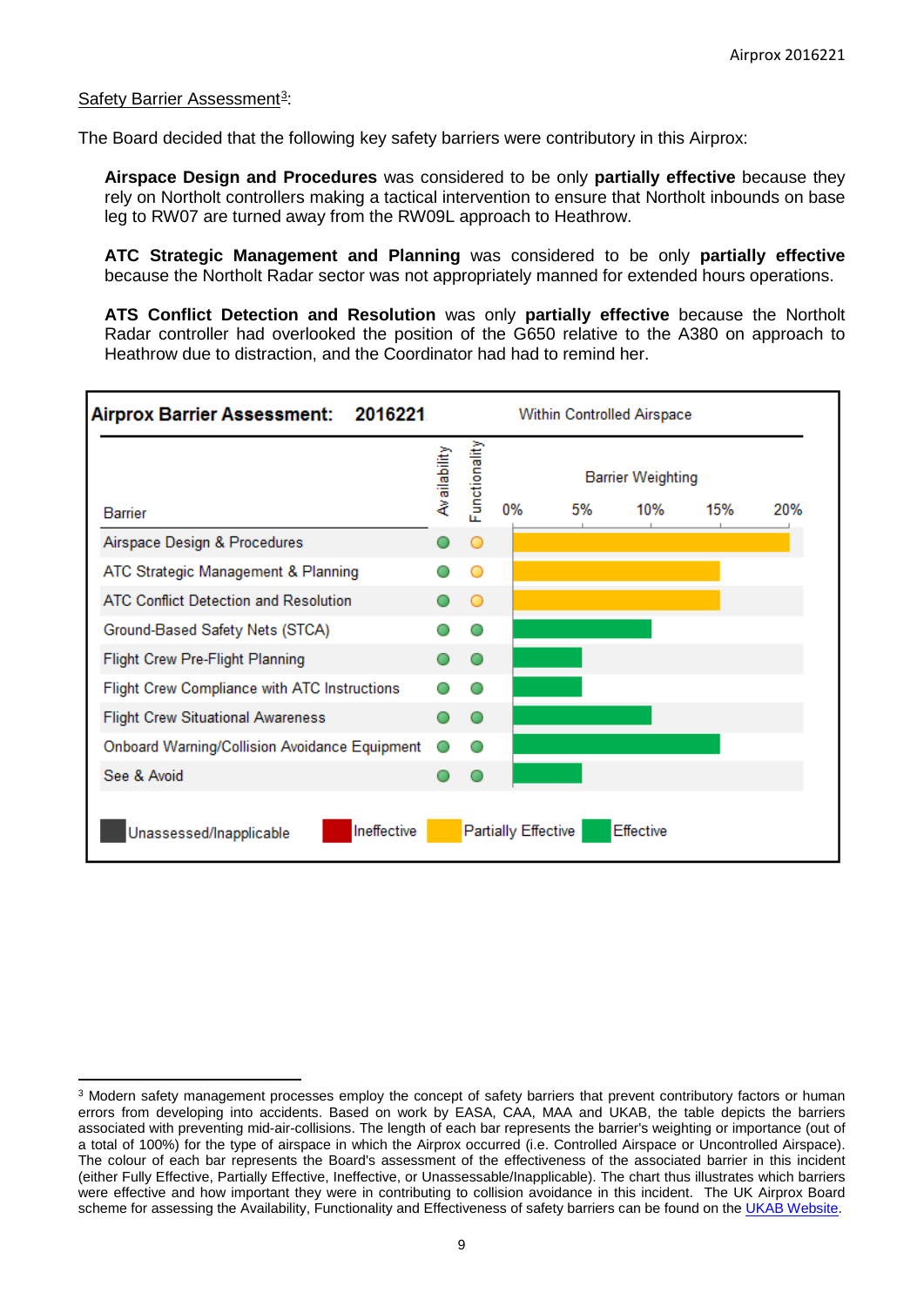Safety Barrier Assessment[3]:

The Board decided that the following key safety barriers were contributory in this Airprox:

**Airspace Design and Procedures** was considered to be only **partially effective** because they rely on Northolt controllers making a tactical intervention to ensure that Northolt inbounds on base leg to RW07 are turned away from the RW09L approach to Heathrow.

**ATC Strategic Management and Planning** was considered to be only **partially effective** because the Northolt Radar sector was not appropriately manned for extended hours operations.

**ATS Conflict Detection and Resolution** was only **partially effective** because the Northolt Radar controller had overlooked the position of the G650 relative to the A380 on approach to Heathrow due to distraction, and the Coordinator had had to remind her.

**Airprox Barrier Assessment: 2016221**

Within Controlled Airspace

Barrier

Availability

Functionality

Barrier Weighting

0%

5%

10%

15%

20%

Airspace Design & Procedures

ATC Strategic Management & Planning

ATC Conflict Detection and Resolution

Ground-Based Safety Nets (STCA)

Flight Crew Pre-Flight Planning

Flight Crew Compliance with ATC Instructions

Flight Crew Situational Awareness

Onboard Warning/Collision Avoidance Equipment

See & Avoid

Unassessed/Inapplicable

Ineffective

Partially Effective

Effective

[3] Modern safety management processes employ the concept of safety barriers that prevent contributory factors or human errors from developing into accidents. Based on work by EASA, CAA, MAA and UKAB, the table depicts the barriers associated with preventing mid-air-collisions. The length of each bar represents the barrier's weighting or importance (out of a total of 100%) for the type of airspace in which the Airprox occurred (i.e. Controlled Airspace or Uncontrolled Airspace). The colour of each bar represents the Board's assessment of the effectiveness of the associated barrier in this incident (either Fully Effective, Partially Effective, Ineffective, or Unassessable/Inapplicable). The chart thus illustrates which barriers were effective and how important they were in contributing to collision avoidance in this incident. The UK Airprox Board scheme for assessing the Availability, Functionality and Effectiveness of safety barriers can be found on the UKAB Website.